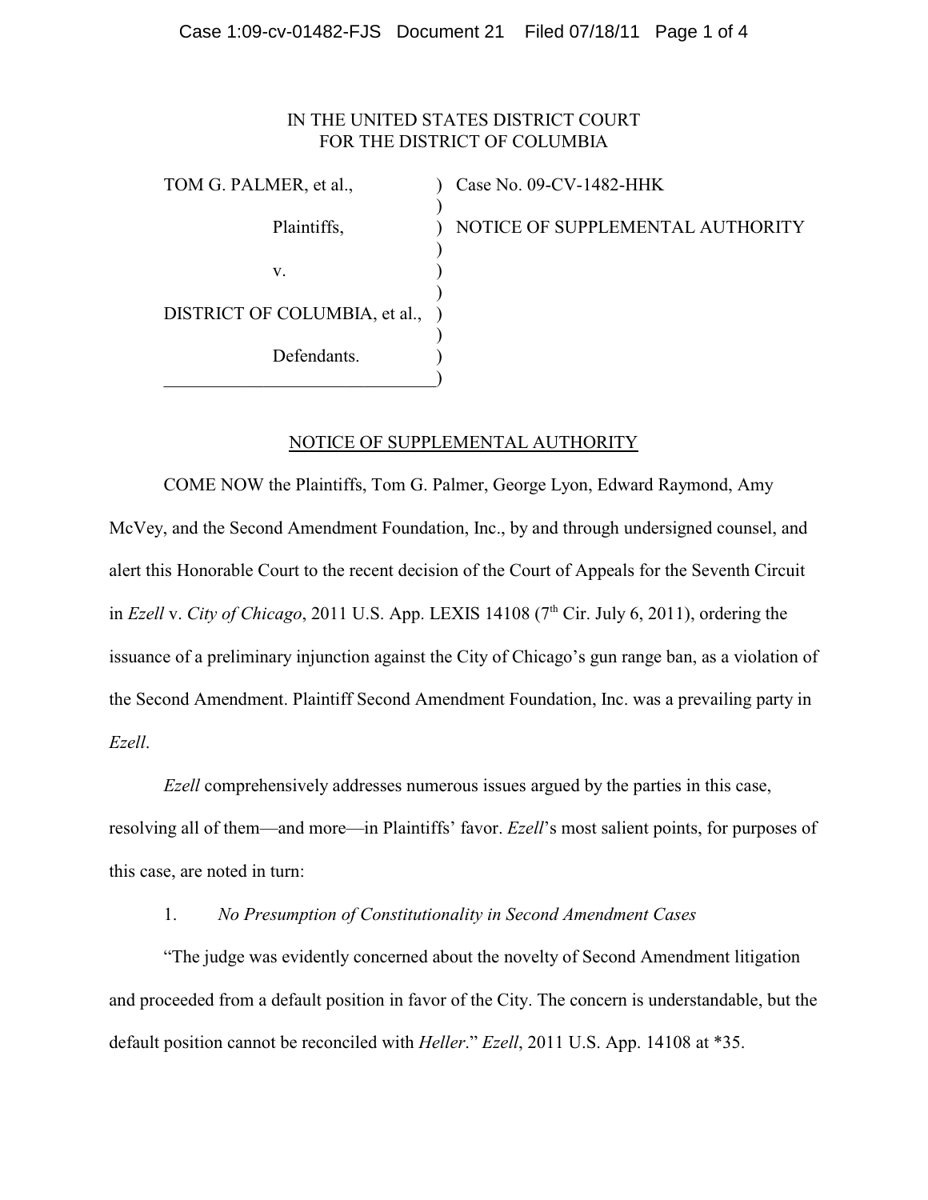IN THE UNITED STATES DISTRICT COURT
FOR THE DISTRICT OF COLUMBIA

| | | |
|---|---|---|
| TOM G. PALMER, et al., | ) | Case No. 09-CV-1482-HHK |
| Plaintiffs, | ) | NOTICE OF SUPPLEMENTAL AUTHORITY |
| v. | ) | |
| DISTRICT OF COLUMBIA, et al., | ) | |
| Defendants. | ) | |

NOTICE OF SUPPLEMENTAL AUTHORITY

COME NOW the Plaintiffs, Tom G. Palmer, George Lyon, Edward Raymond, Amy McVey, and the Second Amendment Foundation, Inc., by and through undersigned counsel, and alert this Honorable Court to the recent decision of the Court of Appeals for the Seventh Circuit in *Ezell* v. *City of Chicago*, 2011 U.S. App. LEXIS 14108 (7th Cir. July 6, 2011), ordering the issuance of a preliminary injunction against the City of Chicago's gun range ban, as a violation of the Second Amendment. Plaintiff Second Amendment Foundation, Inc. was a prevailing party in *Ezell*.

*Ezell* comprehensively addresses numerous issues argued by the parties in this case, resolving all of them—and more—in Plaintiffs' favor. *Ezell*'s most salient points, for purposes of this case, are noted in turn:

1. *No Presumption of Constitutionality in Second Amendment Cases*

"The judge was evidently concerned about the novelty of Second Amendment litigation and proceeded from a default position in favor of the City. The concern is understandable, but the default position cannot be reconciled with *Heller*." *Ezell*, 2011 U.S. App. 14108 at *35.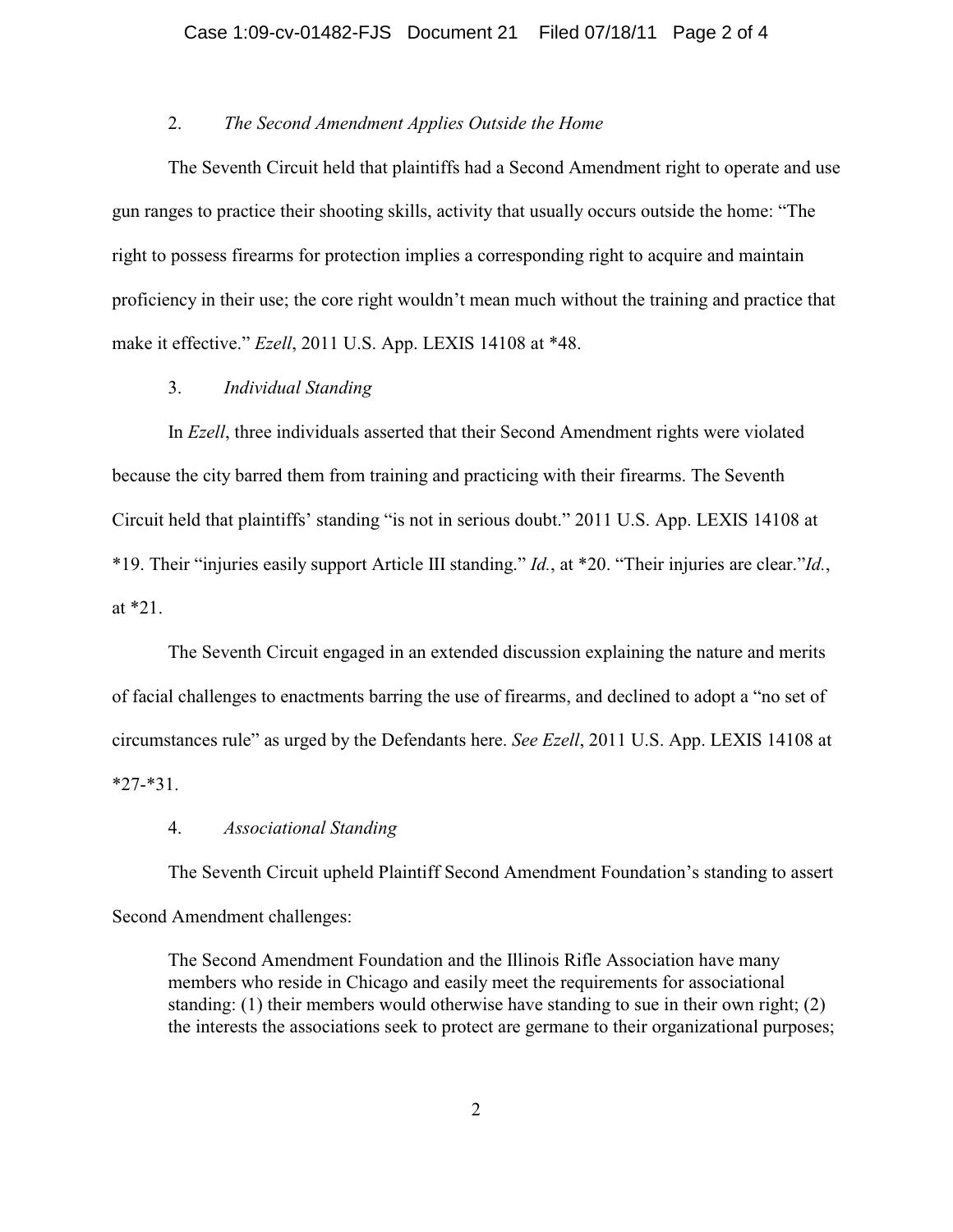2. *The Second Amendment Applies Outside the Home*

The Seventh Circuit held that plaintiffs had a Second Amendment right to operate and use gun ranges to practice their shooting skills, activity that usually occurs outside the home: "The right to possess firearms for protection implies a corresponding right to acquire and maintain proficiency in their use; the core right wouldn't mean much without the training and practice that make it effective." *Ezell*, 2011 U.S. App. LEXIS 14108 at *48.

3. *Individual Standing*

In *Ezell*, three individuals asserted that their Second Amendment rights were violated because the city barred them from training and practicing with their firearms. The Seventh Circuit held that plaintiffs' standing "is not in serious doubt." 2011 U.S. App. LEXIS 14108 at *19. Their "injuries easily support Article III standing." *Id.*, at *20. "Their injuries are clear."*Id.*, at *21.

The Seventh Circuit engaged in an extended discussion explaining the nature and merits of facial challenges to enactments barring the use of firearms, and declined to adopt a "no set of circumstances rule" as urged by the Defendants here. *See Ezell*, 2011 U.S. App. LEXIS 14108 at *27-*31.

4. *Associational Standing*

The Seventh Circuit upheld Plaintiff Second Amendment Foundation's standing to assert Second Amendment challenges:

> The Second Amendment Foundation and the Illinois Rifle Association have many members who reside in Chicago and easily meet the requirements for associational standing: (1) their members would otherwise have standing to sue in their own right; (2) the interests the associations seek to protect are germane to their organizational purposes;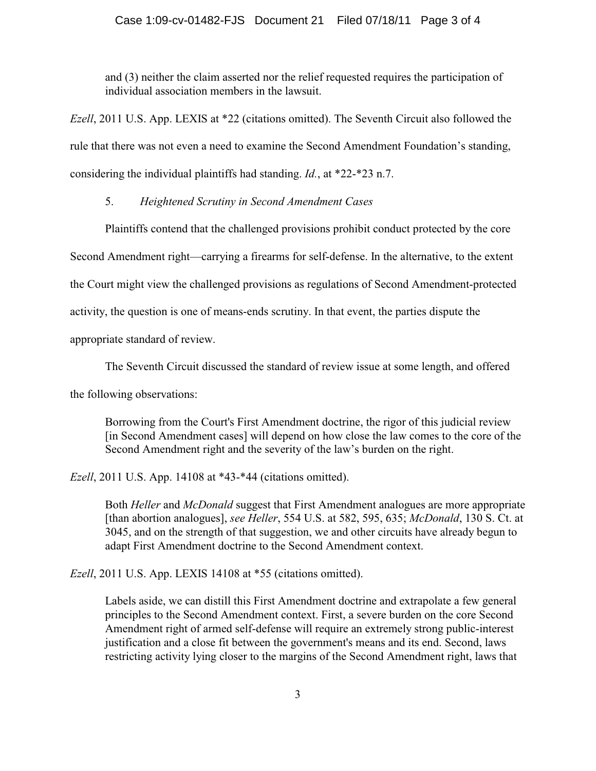> and (3) neither the claim asserted nor the relief requested requires the participation of individual association members in the lawsuit.

*Ezell*, 2011 U.S. App. LEXIS at *22 (citations omitted). The Seventh Circuit also followed the rule that there was not even a need to examine the Second Amendment Foundation's standing, considering the individual plaintiffs had standing. *Id.*, at *22-*23 n.7.

5. *Heightened Scrutiny in Second Amendment Cases*

Plaintiffs contend that the challenged provisions prohibit conduct protected by the core Second Amendment right—carrying a firearms for self-defense. In the alternative, to the extent the Court might view the challenged provisions as regulations of Second Amendment-protected activity, the question is one of means-ends scrutiny. In that event, the parties dispute the appropriate standard of review.

The Seventh Circuit discussed the standard of review issue at some length, and offered the following observations:

> Borrowing from the Court's First Amendment doctrine, the rigor of this judicial review [in Second Amendment cases] will depend on how close the law comes to the core of the Second Amendment right and the severity of the law's burden on the right.

*Ezell*, 2011 U.S. App. 14108 at *43-*44 (citations omitted).

> Both *Heller* and *McDonald* suggest that First Amendment analogues are more appropriate [than abortion analogues], *see Heller*, 554 U.S. at 582, 595, 635; *McDonald*, 130 S. Ct. at 3045, and on the strength of that suggestion, we and other circuits have already begun to adapt First Amendment doctrine to the Second Amendment context.

*Ezell*, 2011 U.S. App. LEXIS 14108 at *55 (citations omitted).

> Labels aside, we can distill this First Amendment doctrine and extrapolate a few general principles to the Second Amendment context. First, a severe burden on the core Second Amendment right of armed self-defense will require an extremely strong public-interest justification and a close fit between the government's means and its end. Second, laws restricting activity lying closer to the margins of the Second Amendment right, laws that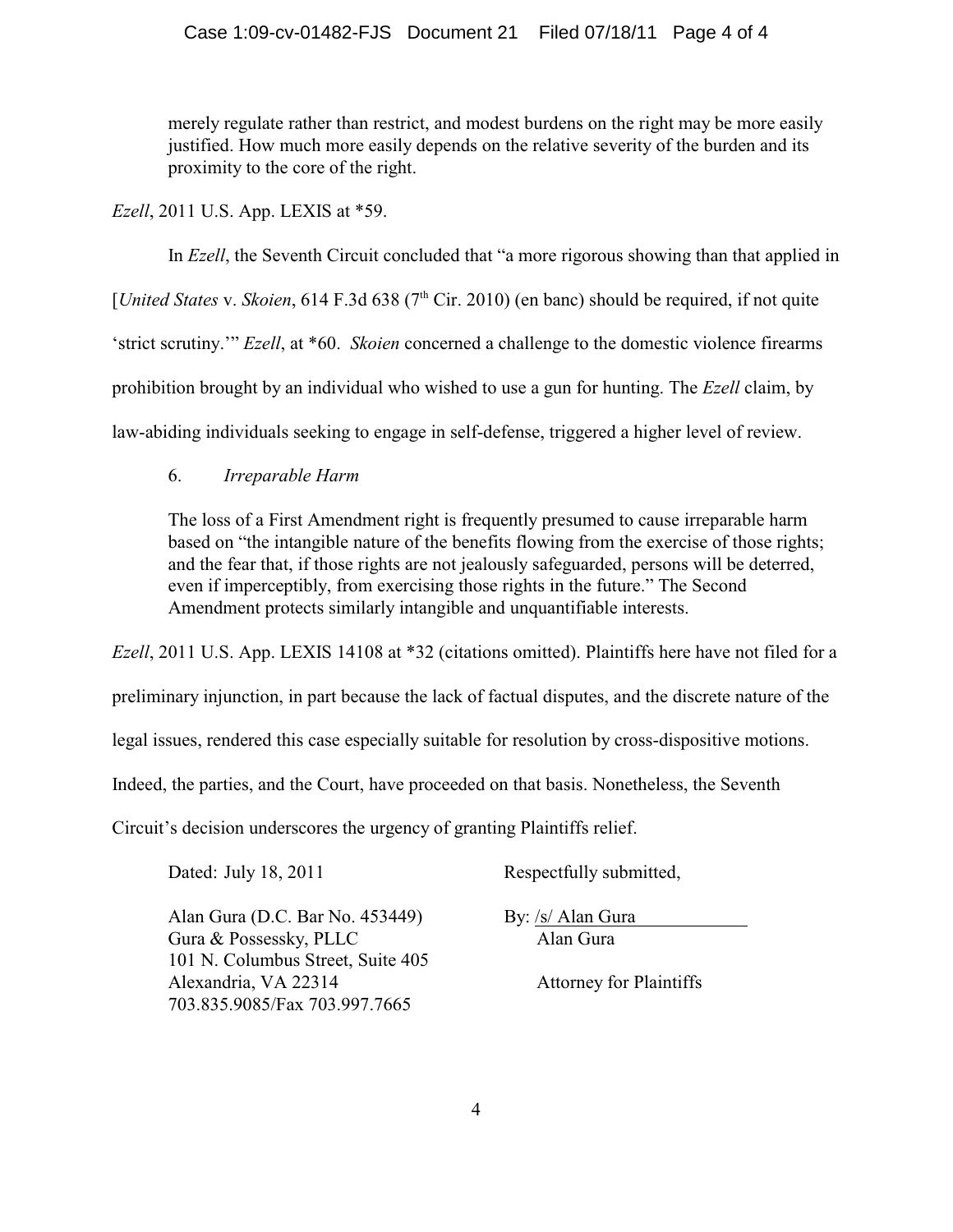> merely regulate rather than restrict, and modest burdens on the right may be more easily justified. How much more easily depends on the relative severity of the burden and its proximity to the core of the right.

*Ezell*, 2011 U.S. App. LEXIS at *59.

In *Ezell*, the Seventh Circuit concluded that "a more rigorous showing than that applied in [*United States* v. *Skoien*, 614 F.3d 638 (7th Cir. 2010) (en banc) should be required, if not quite 'strict scrutiny.'" *Ezell*, at *60. *Skoien* concerned a challenge to the domestic violence firearms prohibition brought by an individual who wished to use a gun for hunting. The *Ezell* claim, by law-abiding individuals seeking to engage in self-defense, triggered a higher level of review.

6. *Irreparable Harm*

> The loss of a First Amendment right is frequently presumed to cause irreparable harm based on "the intangible nature of the benefits flowing from the exercise of those rights; and the fear that, if those rights are not jealously safeguarded, persons will be deterred, even if imperceptibly, from exercising those rights in the future." The Second Amendment protects similarly intangible and unquantifiable interests.

*Ezell*, 2011 U.S. App. LEXIS 14108 at *32 (citations omitted). Plaintiffs here have not filed for a preliminary injunction, in part because the lack of factual disputes, and the discrete nature of the legal issues, rendered this case especially suitable for resolution by cross-dispositive motions. Indeed, the parties, and the Court, have proceeded on that basis. Nonetheless, the Seventh Circuit's decision underscores the urgency of granting Plaintiffs relief.

Dated: July 18, 2011

Respectfully submitted,

Alan Gura (D.C. Bar No. 453449)
Gura & Possessky, PLLC
101 N. Columbus Street, Suite 405
Alexandria, VA 22314
703.835.9085/Fax 703.997.7665

By: /s/ Alan Gura
Alan Gura

Attorney for Plaintiffs